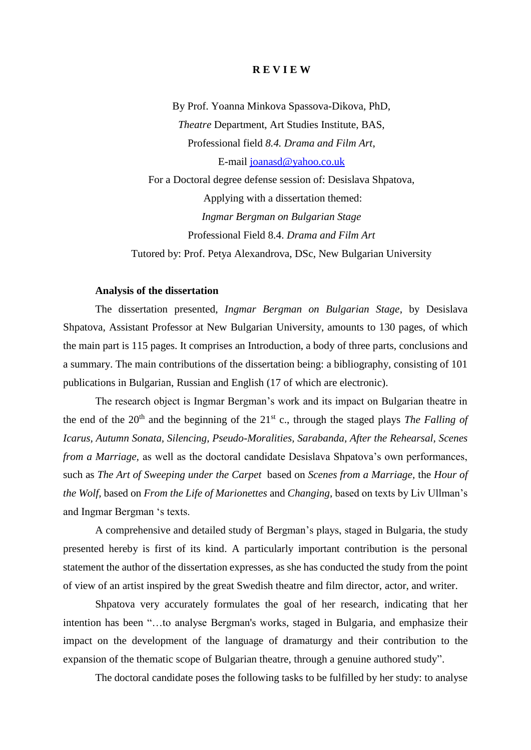# R E V I E W

By Prof. Yoanna Minkova Spassova-Dikova, PhD,
*Theatre* Department, Art Studies Institute, BAS,
Professional field *8.4. Drama and Film Art*,
E-mail joanasd@yahoo.co.uk
For a Doctoral degree defense session of: Desislava Shpatova,
Applying with a dissertation themed:
*Ingmar Bergman on Bulgarian Stage*
Professional Field 8.4. *Drama and Film Art*
Tutored by: Prof. Petya Alexandrova, DSc, New Bulgarian University

**Analysis of the dissertation**

The dissertation presented, *Ingmar Bergman on Bulgarian Stage*, by Desislava Shpatova, Assistant Professor at New Bulgarian University, amounts to 130 pages, of which the main part is 115 pages. It comprises an Introduction, a body of three parts, conclusions and a summary. The main contributions of the dissertation being: a bibliography, consisting of 101 publications in Bulgarian, Russian and English (17 of which are electronic).

The research object is Ingmar Bergman's work and its impact on Bulgarian theatre in the end of the 20th and the beginning of the 21st c., through the staged plays *The Falling of Icarus, Autumn Sonata, Silencing, Pseudo-Moralities, Sarabanda, After the Rehearsal, Scenes from a Marriage,* as well as the doctoral candidate Desislava Shpatova's own performances, such as *The Art of Sweeping under the Carpet* based on *Scenes from a Marriage,* the *Hour of the Wolf,* based on *From the Life of Marionettes* and *Changing,* based on texts by Liv Ullman's and Ingmar Bergman 's texts.

A comprehensive and detailed study of Bergman's plays, staged in Bulgaria, the study presented hereby is first of its kind. A particularly important contribution is the personal statement the author of the dissertation expresses, as she has conducted the study from the point of view of an artist inspired by the great Swedish theatre and film director, actor, and writer.

Shpatova very accurately formulates the goal of her research, indicating that her intention has been "…to analyse Bergman's works, staged in Bulgaria, and emphasize their impact on the development of the language of dramaturgy and their contribution to the expansion of the thematic scope of Bulgarian theatre, through a genuine authored study".

The doctoral candidate poses the following tasks to be fulfilled by her study: to analyse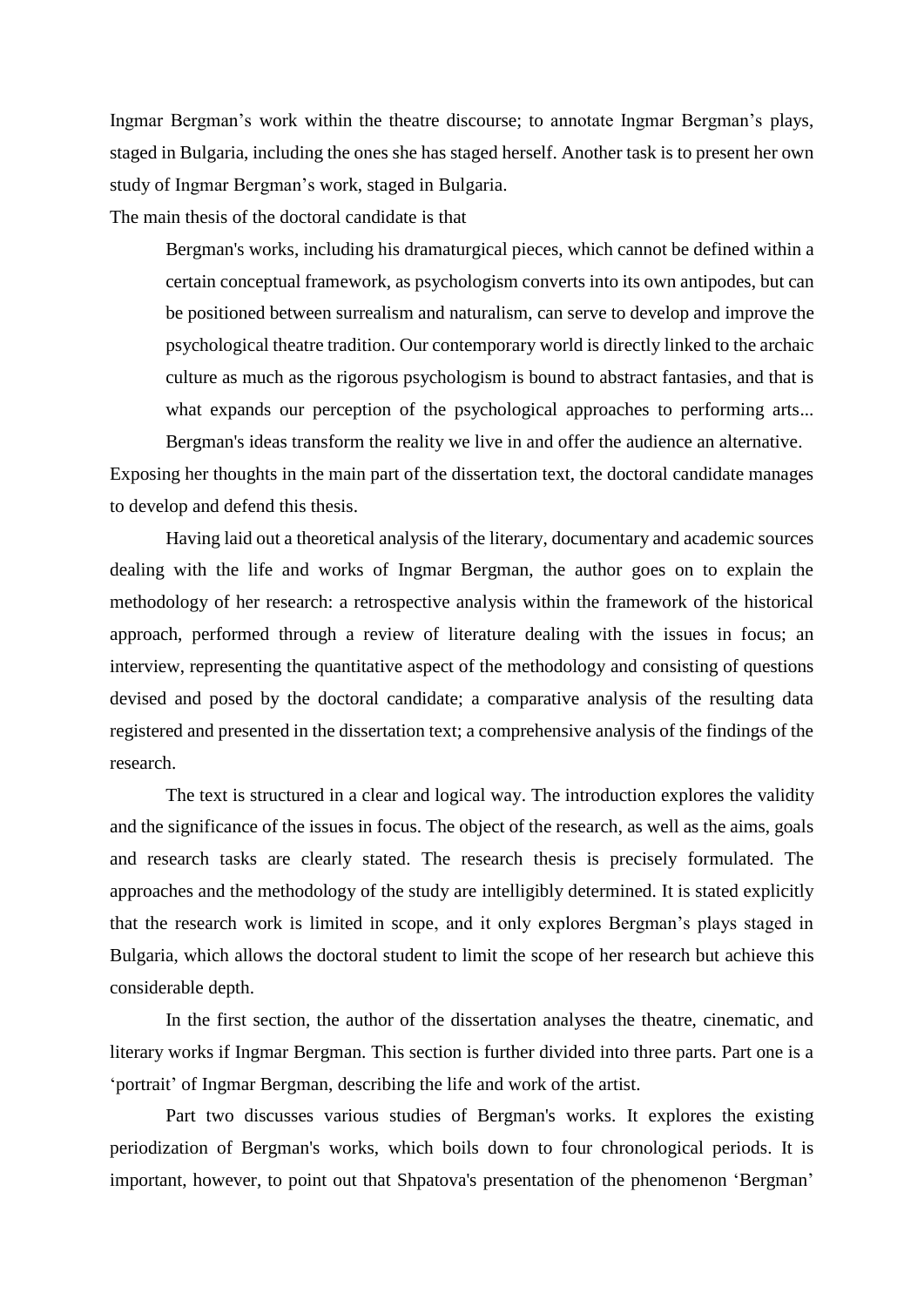Ingmar Bergman's work within the theatre discourse; to annotate Ingmar Bergman's plays, staged in Bulgaria, including the ones she has staged herself. Another task is to present her own study of Ingmar Bergman's work, staged in Bulgaria.

The main thesis of the doctoral candidate is that

> Bergman's works, including his dramaturgical pieces, which cannot be defined within a certain conceptual framework, as psychologism converts into its own antipodes, but can be positioned between surrealism and naturalism, can serve to develop and improve the psychological theatre tradition. Our contemporary world is directly linked to the archaic culture as much as the rigorous psychologism is bound to abstract fantasies, and that is what expands our perception of the psychological approaches to performing arts... Bergman's ideas transform the reality we live in and offer the audience an alternative.

Exposing her thoughts in the main part of the dissertation text, the doctoral candidate manages to develop and defend this thesis.

Having laid out a theoretical analysis of the literary, documentary and academic sources dealing with the life and works of Ingmar Bergman, the author goes on to explain the methodology of her research: a retrospective analysis within the framework of the historical approach, performed through a review of literature dealing with the issues in focus; an interview, representing the quantitative aspect of the methodology and consisting of questions devised and posed by the doctoral candidate; a comparative analysis of the resulting data registered and presented in the dissertation text; a comprehensive analysis of the findings of the research.

The text is structured in a clear and logical way. The introduction explores the validity and the significance of the issues in focus. The object of the research, as well as the aims, goals and research tasks are clearly stated. The research thesis is precisely formulated. The approaches and the methodology of the study are intelligibly determined. It is stated explicitly that the research work is limited in scope, and it only explores Bergman's plays staged in Bulgaria, which allows the doctoral student to limit the scope of her research but achieve this considerable depth.

In the first section, the author of the dissertation analyses the theatre, cinematic, and literary works if Ingmar Bergman. This section is further divided into three parts. Part one is a 'portrait' of Ingmar Bergman, describing the life and work of the artist.

Part two discusses various studies of Bergman's works. It explores the existing periodization of Bergman's works, which boils down to four chronological periods. It is important, however, to point out that Shpatova's presentation of the phenomenon 'Bergman'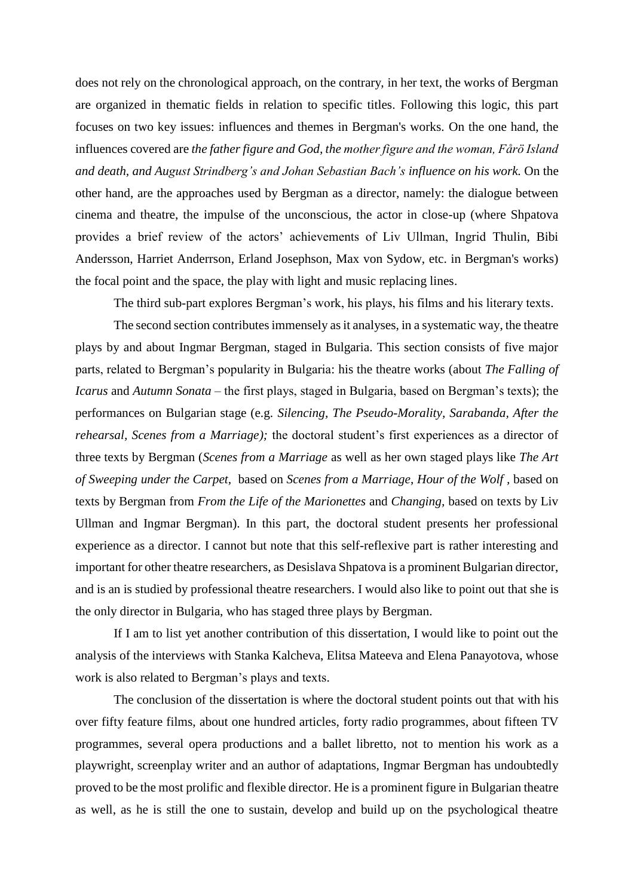does not rely on the chronological approach, on the contrary, in her text, the works of Bergman are organized in thematic fields in relation to specific titles. Following this logic, this part focuses on two key issues: influences and themes in Bergman's works. On the one hand, the influences covered are *the father figure and God, the mother figure and the woman, Fårö Island and death, and August Strindberg's and Johan Sebastian Bach's influence on his work.* On the other hand, are the approaches used by Bergman as a director, namely: the dialogue between cinema and theatre, the impulse of the unconscious, the actor in close-up (where Shpatova provides a brief review of the actors' achievements of Liv Ullman, Ingrid Thulin, Bibi Andersson, Harriet Anderrson, Erland Josephson, Max von Sydow, etc. in Bergman's works) the focal point and the space, the play with light and music replacing lines.

The third sub-part explores Bergman's work, his plays, his films and his literary texts.

The second section contributes immensely as it analyses, in a systematic way, the theatre plays by and about Ingmar Bergman, staged in Bulgaria. This section consists of five major parts, related to Bergman's popularity in Bulgaria: his the theatre works (about *The Falling of Icarus* and *Autumn Sonata* – the first plays, staged in Bulgaria, based on Bergman's texts); the performances on Bulgarian stage (e.g. *Silencing, The Pseudo-Morality, Sarabanda, After the rehearsal, Scenes from a Marriage);* the doctoral student's first experiences as a director of three texts by Bergman (*Scenes from a Marriage* as well as her own staged plays like *The Art of Sweeping under the Carpet,* based on *Scenes from a Marriage*, *Hour of the Wolf* , based on texts by Bergman from *From the Life of the Marionettes* and *Changing,* based on texts by Liv Ullman and Ingmar Bergman). In this part, the doctoral student presents her professional experience as a director. I cannot but note that this self-reflexive part is rather interesting and important for other theatre researchers, as Desislava Shpatova is a prominent Bulgarian director, and is an is studied by professional theatre researchers. I would also like to point out that she is the only director in Bulgaria, who has staged three plays by Bergman.

If I am to list yet another contribution of this dissertation, I would like to point out the analysis of the interviews with Stanka Kalcheva, Elitsa Mateeva and Elena Panayotova, whose work is also related to Bergman's plays and texts.

The conclusion of the dissertation is where the doctoral student points out that with his over fifty feature films, about one hundred articles, forty radio programmes, about fifteen TV programmes, several opera productions and a ballet libretto, not to mention his work as a playwright, screenplay writer and an author of adaptations, Ingmar Bergman has undoubtedly proved to be the most prolific and flexible director. He is a prominent figure in Bulgarian theatre as well, as he is still the one to sustain, develop and build up on the psychological theatre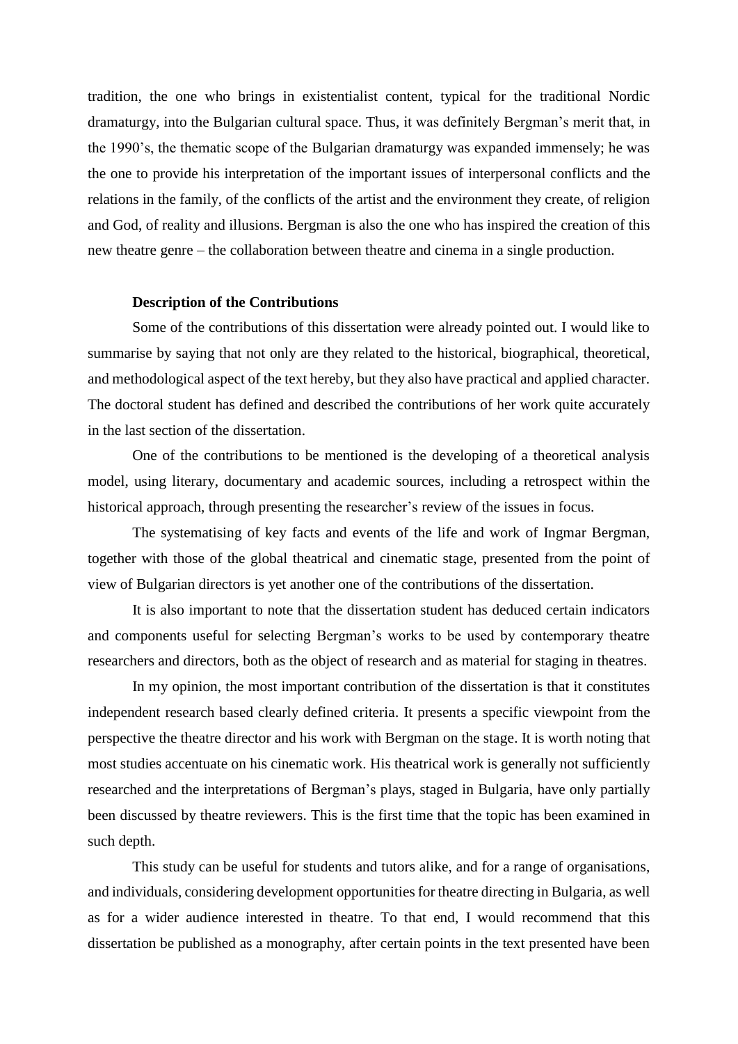tradition, the one who brings in existentialist content, typical for the traditional Nordic dramaturgy, into the Bulgarian cultural space. Thus, it was definitely Bergman's merit that, in the 1990's, the thematic scope of the Bulgarian dramaturgy was expanded immensely; he was the one to provide his interpretation of the important issues of interpersonal conflicts and the relations in the family, of the conflicts of the artist and the environment they create, of religion and God, of reality and illusions. Bergman is also the one who has inspired the creation of this new theatre genre – the collaboration between theatre and cinema in a single production.

**Description of the Contributions**

Some of the contributions of this dissertation were already pointed out. I would like to summarise by saying that not only are they related to the historical, biographical, theoretical, and methodological aspect of the text hereby, but they also have practical and applied character. The doctoral student has defined and described the contributions of her work quite accurately in the last section of the dissertation.

One of the contributions to be mentioned is the developing of a theoretical analysis model, using literary, documentary and academic sources, including a retrospect within the historical approach, through presenting the researcher's review of the issues in focus.

The systematising of key facts and events of the life and work of Ingmar Bergman, together with those of the global theatrical and cinematic stage, presented from the point of view of Bulgarian directors is yet another one of the contributions of the dissertation.

It is also important to note that the dissertation student has deduced certain indicators and components useful for selecting Bergman's works to be used by contemporary theatre researchers and directors, both as the object of research and as material for staging in theatres.

In my opinion, the most important contribution of the dissertation is that it constitutes independent research based clearly defined criteria. It presents a specific viewpoint from the perspective the theatre director and his work with Bergman on the stage. It is worth noting that most studies accentuate on his cinematic work. His theatrical work is generally not sufficiently researched and the interpretations of Bergman's plays, staged in Bulgaria, have only partially been discussed by theatre reviewers. This is the first time that the topic has been examined in such depth.

This study can be useful for students and tutors alike, and for a range of organisations, and individuals, considering development opportunities for theatre directing in Bulgaria, as well as for a wider audience interested in theatre. To that end, I would recommend that this dissertation be published as a monography, after certain points in the text presented have been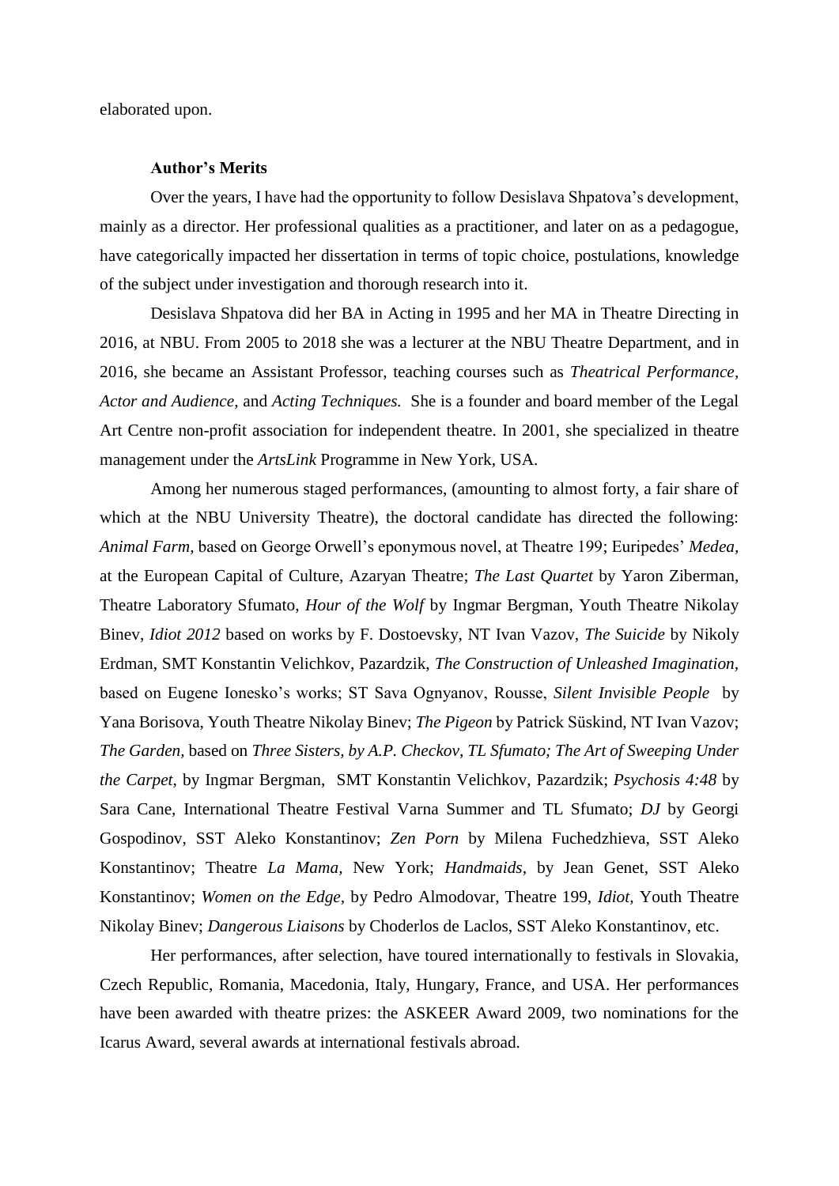elaborated upon.

**Author's Merits**

Over the years, I have had the opportunity to follow Desislava Shpatova's development, mainly as a director. Her professional qualities as a practitioner, and later on as a pedagogue, have categorically impacted her dissertation in terms of topic choice, postulations, knowledge of the subject under investigation and thorough research into it.

Desislava Shpatova did her BA in Acting in 1995 and her MA in Theatre Directing in 2016, at NBU. From 2005 to 2018 she was a lecturer at the NBU Theatre Department, and in 2016, she became an Assistant Professor, teaching courses such as *Theatrical Performance*, *Actor and Audience,* and *Acting Techniques.* She is a founder and board member of the Legal Art Centre non-profit association for independent theatre. In 2001, she specialized in theatre management under the *ArtsLink* Programme in New York, USA.

Among her numerous staged performances, (amounting to almost forty, a fair share of which at the NBU University Theatre), the doctoral candidate has directed the following: *Animal Farm,* based on George Orwell's eponymous novel, at Theatre 199; Euripedes' *Medea*, at the European Capital of Culture, Azaryan Theatre; *The Last Quartet* by Yaron Ziberman, Theatre Laboratory Sfumato, *Hour of the Wolf* by Ingmar Bergman, Youth Theatre Nikolay Binev, *Idiot 2012* based on works by F. Dostoevsky, NT Ivan Vazov, *The Suicide* by Nikoly Erdman, SMT Konstantin Velichkov, Pazardzik, *The Construction of Unleashed Imagination,* based on Eugene Ionesko's works; ST Sava Ognyanov, Rousse, *Silent Invisible People* by Yana Borisova, Youth Theatre Nikolay Binev; *The Pigeon* by Patrick Süskind, NT Ivan Vazov; *The Garden,* based on *Three Sisters, by A.P. Checkov, TL Sfumato; The Art of Sweeping Under the Carpet,* by Ingmar Bergman, SMT Konstantin Velichkov, Pazardzik; *Psychosis 4:48* by Sara Cane, International Theatre Festival Varna Summer and TL Sfumato; *DJ* by Georgi Gospodinov, SST Aleko Konstantinov; *Zen Porn* by Milena Fuchedzhieva, SST Aleko Konstantinov; Theatre *La Mama*, New York; *Handmaids,* by Jean Genet, SST Aleko Konstantinov; *Women on the Edge,* by Pedro Almodovar, Theatre 199, *Idiot,* Youth Theatre Nikolay Binev; *Dangerous Liaisons* by Choderlos de Laclos, SST Aleko Konstantinov, etc.

Her performances, after selection, have toured internationally to festivals in Slovakia, Czech Republic, Romania, Macedonia, Italy, Hungary, France, and USA. Her performances have been awarded with theatre prizes: the ASKEER Award 2009, two nominations for the Icarus Award, several awards at international festivals abroad.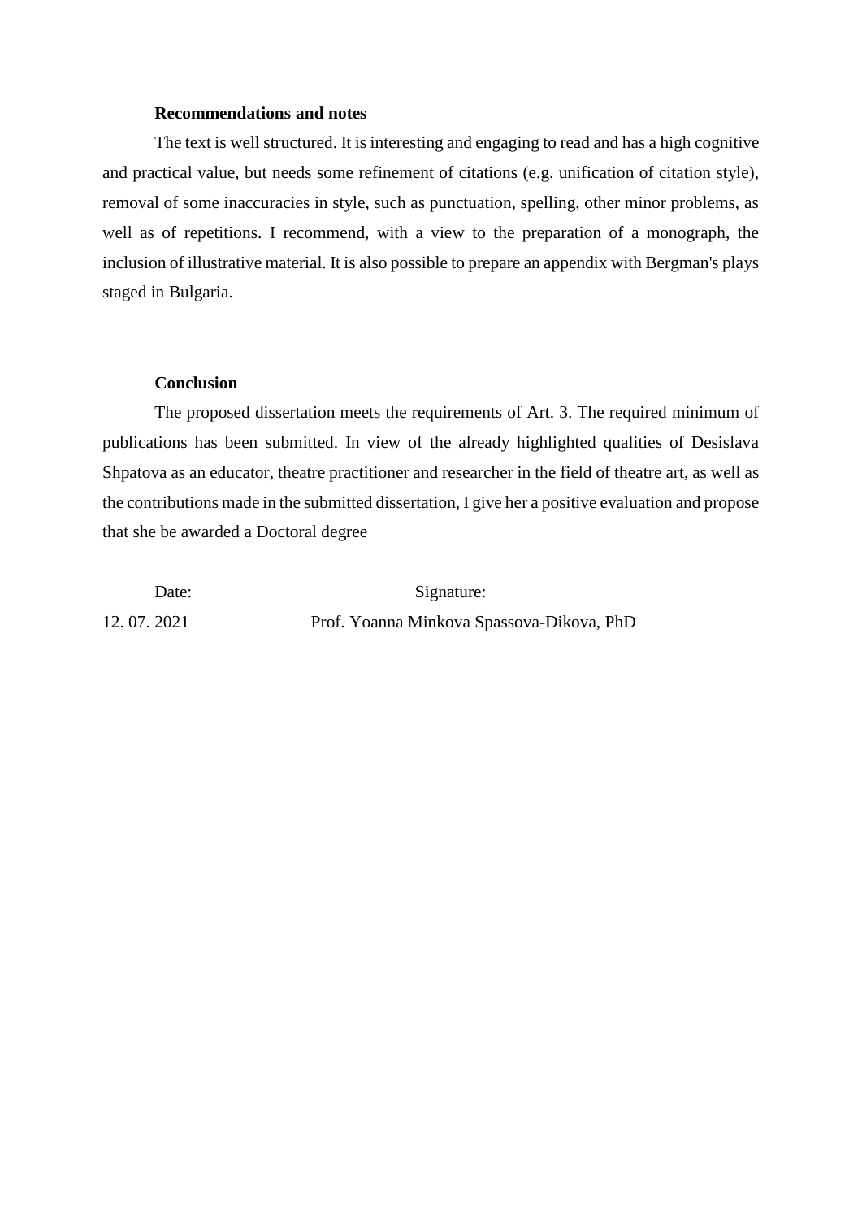**Recommendations and notes**

The text is well structured. It is interesting and engaging to read and has a high cognitive and practical value, but needs some refinement of citations (e.g. unification of citation style), removal of some inaccuracies in style, such as punctuation, spelling, other minor problems, as well as of repetitions. I recommend, with a view to the preparation of a monograph, the inclusion of illustrative material. It is also possible to prepare an appendix with Bergman's plays staged in Bulgaria.

**Conclusion**

The proposed dissertation meets the requirements of Art. 3. The required minimum of publications has been submitted. In view of the already highlighted qualities of Desislava Shpatova as an educator, theatre practitioner and researcher in the field of theatre art, as well as the contributions made in the submitted dissertation, I give her a positive evaluation and propose that she be awarded a Doctoral degree

Date: Signature:

12. 07. 2021 Prof. Yoanna Minkova Spassova-Dikova, PhD